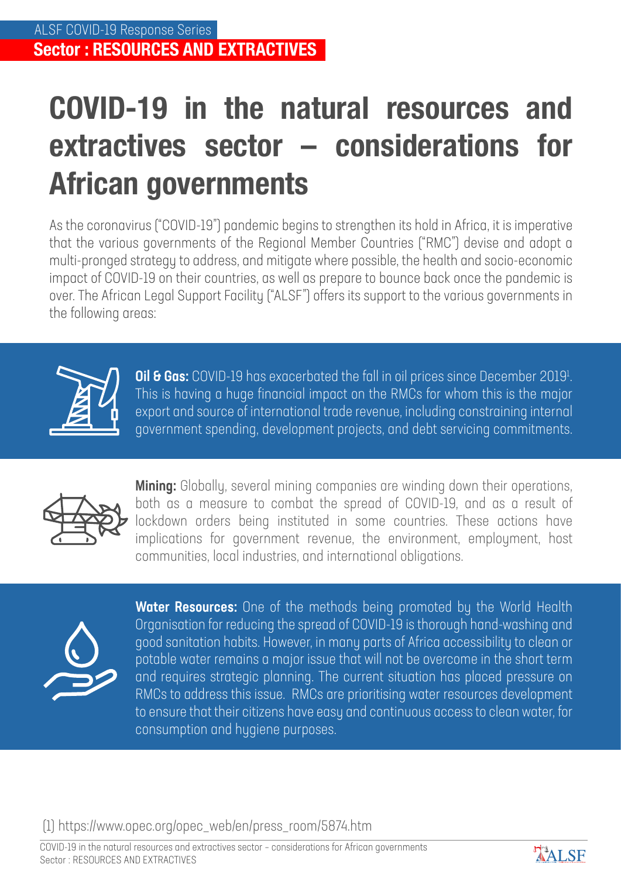ALSF COVID-19 Response Series

**Sector : RESOURCES AND EXTRACTIVES**

# COVID-19 in the natural resources and extractives sector – considerations for African governments

As the coronavirus ("COVID-19") pandemic begins to strengthen its hold in Africa, it is imperative that the various governments of the Regional Member Countries ("RMC") devise and adopt a multi-pronged strategy to address, and mitigate where possible, the health and socio-economic impact of COVID-19 on their countries, as well as prepare to bounce back once the pandemic is over. The African Legal Support Facility ("ALSF") offers its support to the various governments in the following areas:

**Oil & Gas:** COVID-19 has exacerbated the fall in oil prices since December 2019[1]. This is having a huge financial impact on the RMCs for whom this is the major export and source of international trade revenue, including constraining internal government spending, development projects, and debt servicing commitments.

**Mining:** Globally, several mining companies are winding down their operations, both as a measure to combat the spread of COVID-19, and as a result of lockdown orders being instituted in some countries. These actions have implications for government revenue, the environment, employment, host communities, local industries, and international obligations.

**Water Resources:** One of the methods being promoted by the World Health Organisation for reducing the spread of COVID-19 is thorough hand-washing and good sanitation habits. However, in many parts of Africa accessibility to clean or potable water remains a major issue that will not be overcome in the short term and requires strategic planning. The current situation has placed pressure on RMCs to address this issue. RMCs are prioritising water resources development to ensure that their citizens have easy and continuous access to clean water, for consumption and hygiene purposes.

(1) https://www.opec.org/opec_web/en/press_room/5874.htm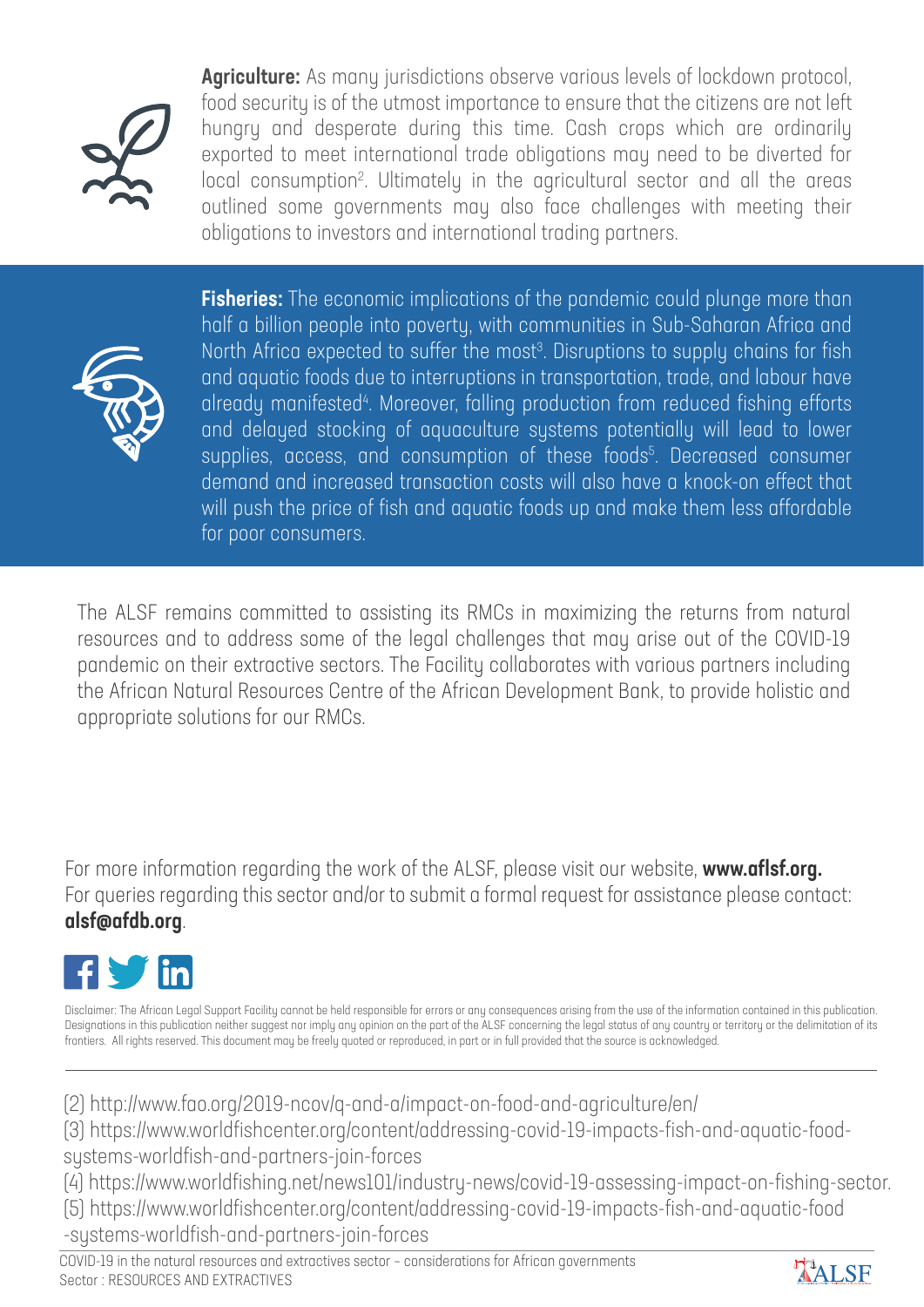**Agriculture:** As many jurisdictions observe various levels of lockdown protocol, food security is of the utmost importance to ensure that the citizens are not left hungry and desperate during this time. Cash crops which are ordinarily exported to meet international trade obligations may need to be diverted for local consumption[2]. Ultimately in the agricultural sector and all the areas outlined some governments may also face challenges with meeting their obligations to investors and international trading partners.

**Fisheries:** The economic implications of the pandemic could plunge more than half a billion people into poverty, with communities in Sub-Saharan Africa and North Africa expected to suffer the most[3]. Disruptions to supply chains for fish and aquatic foods due to interruptions in transportation, trade, and labour have already manifested[4]. Moreover, falling production from reduced fishing efforts and delayed stocking of aquaculture systems potentially will lead to lower supplies, access, and consumption of these foods[5]. Decreased consumer demand and increased transaction costs will also have a knock-on effect that will push the price of fish and aquatic foods up and make them less affordable for poor consumers.

The ALSF remains committed to assisting its RMCs in maximizing the returns from natural resources and to address some of the legal challenges that may arise out of the COVID-19 pandemic on their extractive sectors. The Facility collaborates with various partners including the African Natural Resources Centre of the African Development Bank, to provide holistic and appropriate solutions for our RMCs.

For more information regarding the work of the ALSF, please visit our website, **www.aflsf.org.**
For queries regarding this sector and/or to submit a formal request for assistance please contact: **alsf@afdb.org**.

Disclaimer: The African Legal Support Facility cannot be held responsible for errors or any consequences arising from the use of the information contained in this publication. Designations in this publication neither suggest nor imply any opinion on the part of the ALSF concerning the legal status of any country or territory or the delimitation of its frontiers. All rights reserved. This document may be freely quoted or reproduced, in part or in full provided that the source is acknowledged.

(2) http://www.fao.org/2019-ncov/q-and-a/impact-on-food-and-agriculture/en/
(3) https://www.worldfishcenter.org/content/addressing-covid-19-impacts-fish-and-aquatic-food-systems-worldfish-and-partners-join-forces
(4) https://www.worldfishing.net/news101/industry-news/covid-19-assessing-impact-on-fishing-sector.
(5) https://www.worldfishcenter.org/content/addressing-covid-19-impacts-fish-and-aquatic-food-systems-worldfish-and-partners-join-forces

COVID-19 in the natural resources and extractives sector – considerations for African governments
Sector : RESOURCES AND EXTRACTIVES